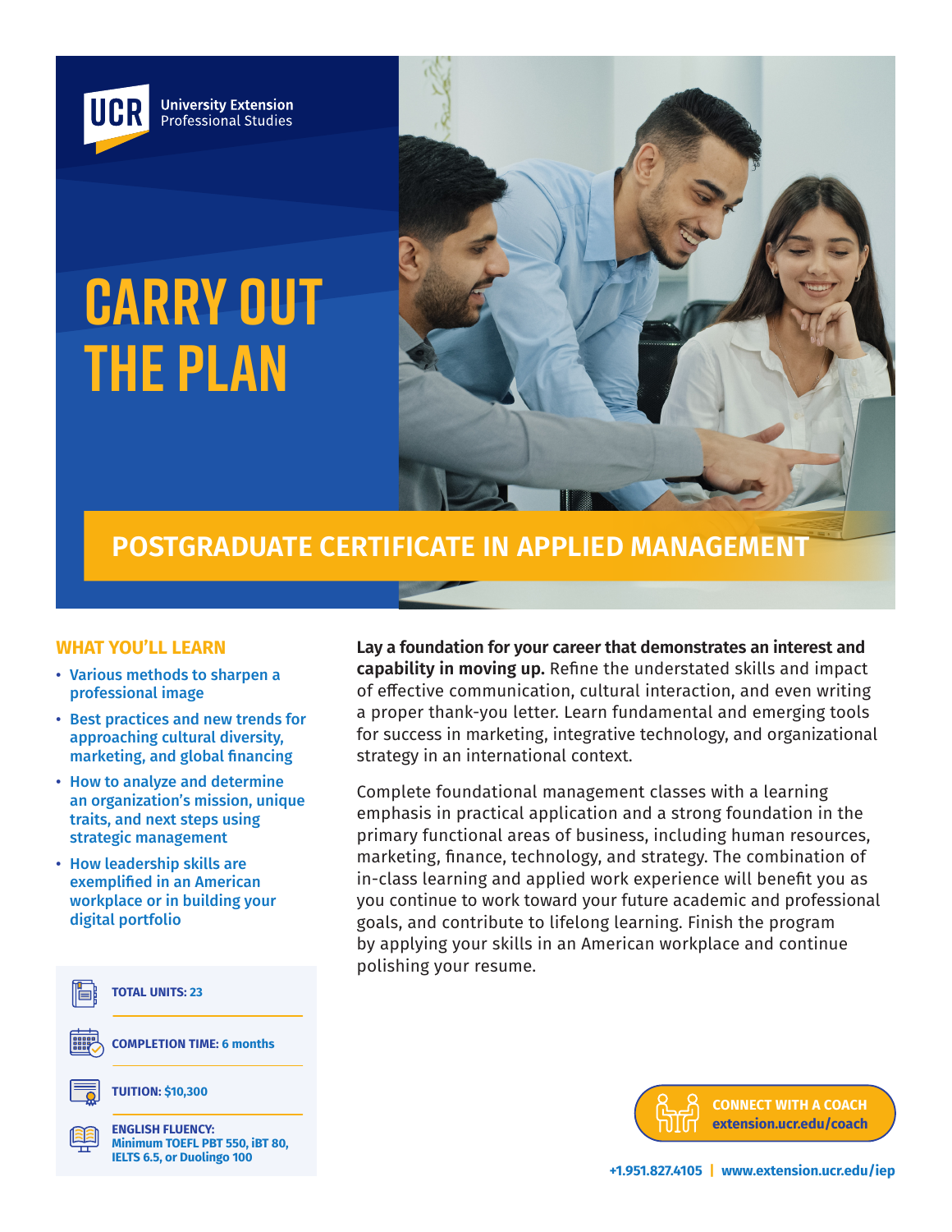UCR University Extension Professional Studies

# CARRY OUT THE PLAN

## POSTGRADUATE CERTIFICATE IN APPLIED MANAGEMENT

### WHAT YOU'LL LEARN

- Various methods to sharpen a professional image
- Best practices and new trends for approaching cultural diversity, marketing, and global financing
- How to analyze and determine an organization's mission, unique traits, and next steps using strategic management
- How leadership skills are exemplified in an American workplace or in building your digital portfolio

**TOTAL UNITS:** 23

**COMPLETION TIME:** 6 months

**TUITION:** $10,300

**ENGLISH FLUENCY:** Minimum TOEFL PBT 550, iBT 80, IELTS 6.5, or Duolingo 100

**Lay a foundation for your career that demonstrates an interest and capability in moving up.** Refine the understated skills and impact of effective communication, cultural interaction, and even writing a proper thank-you letter. Learn fundamental and emerging tools for success in marketing, integrative technology, and organizational strategy in an international context.

Complete foundational management classes with a learning emphasis in practical application and a strong foundation in the primary functional areas of business, including human resources, marketing, finance, technology, and strategy. The combination of in-class learning and applied work experience will benefit you as you continue to work toward your future academic and professional goals, and contribute to lifelong learning. Finish the program by applying your skills in an American workplace and continue polishing your resume.

**CONNECT WITH A COACH**
**extension.ucr.edu/coach**

+1.951.827.4105 | www.extension.ucr.edu/iep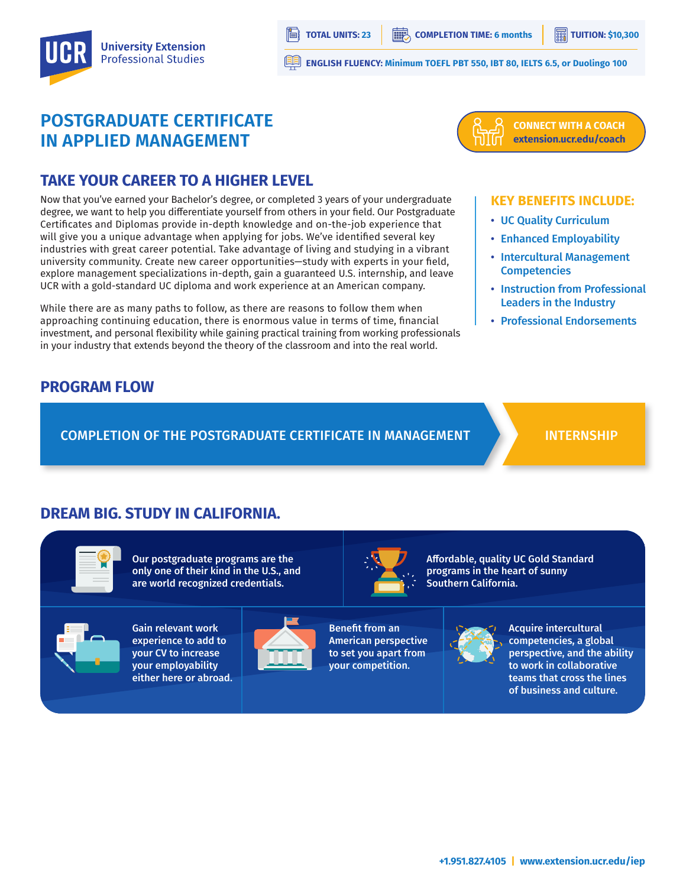UCR University Extension Professional Studies

**TOTAL UNITS:** 23 | **COMPLETION TIME:** 6 months | **TUITION:** $10,300

**ENGLISH FLUENCY:** Minimum TOEFL PBT 550, IBT 80, IELTS 6.5, or Duolingo 100

# POSTGRADUATE CERTIFICATE IN APPLIED MANAGEMENT

**CONNECT WITH A COACH**
**extension.ucr.edu/coach**

## TAKE YOUR CAREER TO A HIGHER LEVEL

Now that you've earned your Bachelor's degree, or completed 3 years of your undergraduate degree, we want to help you differentiate yourself from others in your field. Our Postgraduate Certificates and Diplomas provide in-depth knowledge and on-the-job experience that will give you a unique advantage when applying for jobs. We've identified several key industries with great career potential. Take advantage of living and studying in a vibrant university community. Create new career opportunities—study with experts in your field, explore management specializations in-depth, gain a guaranteed U.S. internship, and leave UCR with a gold-standard UC diploma and work experience at an American company.

While there are as many paths to follow, as there are reasons to follow them when approaching continuing education, there is enormous value in terms of time, financial investment, and personal flexibility while gaining practical training from working professionals in your industry that extends beyond the theory of the classroom and into the real world.

### KEY BENEFITS INCLUDE:

- UC Quality Curriculum
- Enhanced Employability
- Intercultural Management Competencies
- Instruction from Professional Leaders in the Industry
- Professional Endorsements

## PROGRAM FLOW

COMPLETION OF THE POSTGRADUATE CERTIFICATE IN MANAGEMENT → INTERNSHIP

## DREAM BIG. STUDY IN CALIFORNIA.

- Our postgraduate programs are the only one of their kind in the U.S., and are world recognized credentials.
- Affordable, quality UC Gold Standard programs in the heart of sunny Southern California.
- Gain relevant work experience to add to your CV to increase your employability either here or abroad.
- Benefit from an American perspective to set you apart from your competition.
- Acquire intercultural competencies, a global perspective, and the ability to work in collaborative teams that cross the lines of business and culture.

+1.951.827.4105 | www.extension.ucr.edu/iep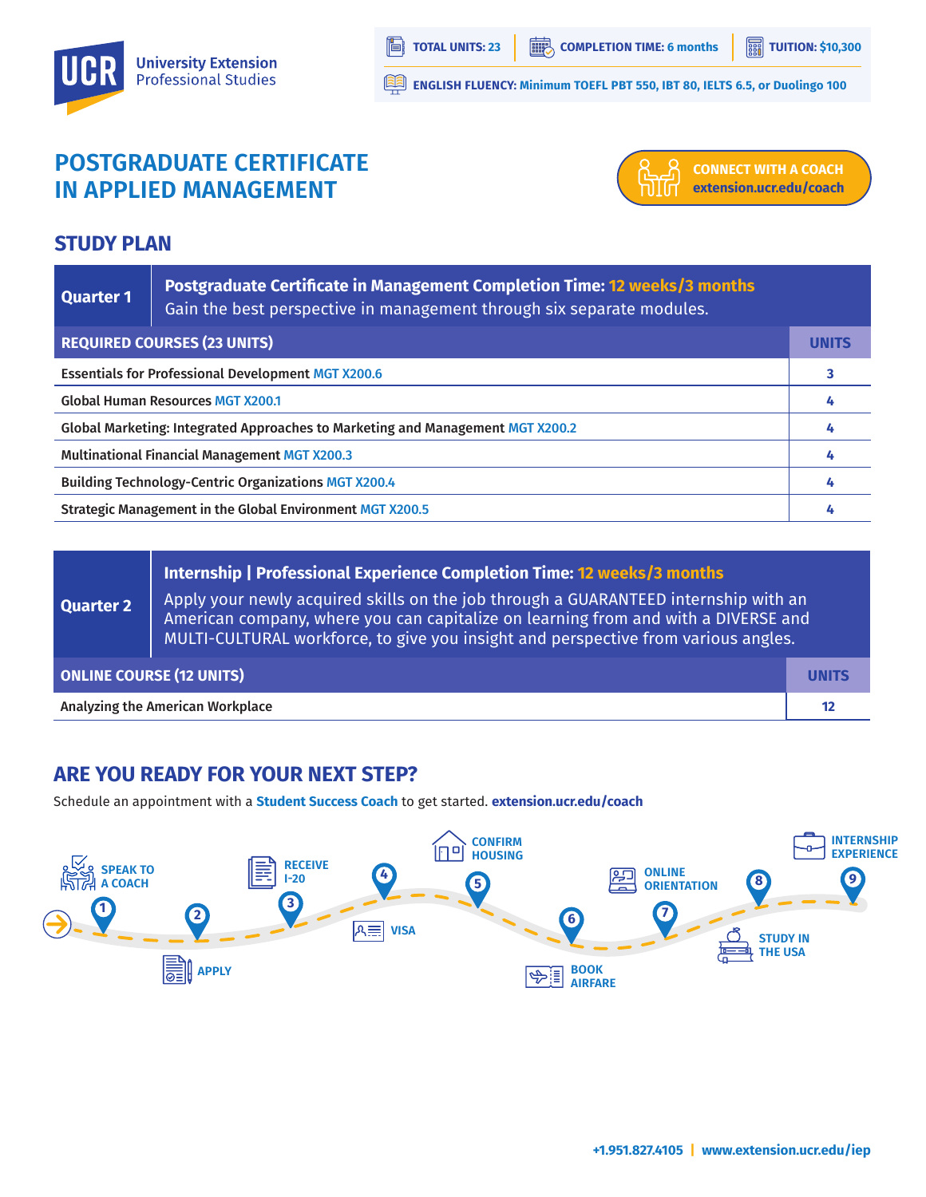UCR University Extension Professional Studies

TOTAL UNITS: 23 | COMPLETION TIME: 6 months | TUITION: $10,300

ENGLISH FLUENCY: Minimum TOEFL PBT 550, IBT 80, IELTS 6.5, or Duolingo 100

# POSTGRADUATE CERTIFICATE IN APPLIED MANAGEMENT

CONNECT WITH A COACH
extension.ucr.edu/coach

## STUDY PLAN

**Quarter 1**

**Postgraduate Certificate in Management Completion Time: 12 weeks/3 months**
Gain the best perspective in management through six separate modules.

| REQUIRED COURSES (23 UNITS) | UNITS |
|---|---|
| Essentials for Professional Development MGT X200.6 | 3 |
| Global Human Resources MGT X200.1 | 4 |
| Global Marketing: Integrated Approaches to Marketing and Management MGT X200.2 | 4 |
| Multinational Financial Management MGT X200.3 | 4 |
| Building Technology-Centric Organizations MGT X200.4 | 4 |
| Strategic Management in the Global Environment MGT X200.5 | 4 |

**Quarter 2**

**Internship | Professional Experience Completion Time: 12 weeks/3 months**
Apply your newly acquired skills on the job through a GUARANTEED internship with an American company, where you can capitalize on learning from and with a DIVERSE and MULTI-CULTURAL workforce, to give you insight and perspective from various angles.

| ONLINE COURSE (12 UNITS) | UNITS |
|---|---|
| Analyzing the American Workplace | 12 |

## ARE YOU READY FOR YOUR NEXT STEP?

Schedule an appointment with a **Student Success Coach** to get started. **extension.ucr.edu/coach**

1. SPEAK TO A COACH
2. APPLY
3. RECEIVE I-20
4. VISA
5. CONFIRM HOUSING
6. BOOK AIRFARE
7. ONLINE ORIENTATION
8. STUDY IN THE USA
9. INTERNSHIP EXPERIENCE

+1.951.827.4105 | www.extension.ucr.edu/iep